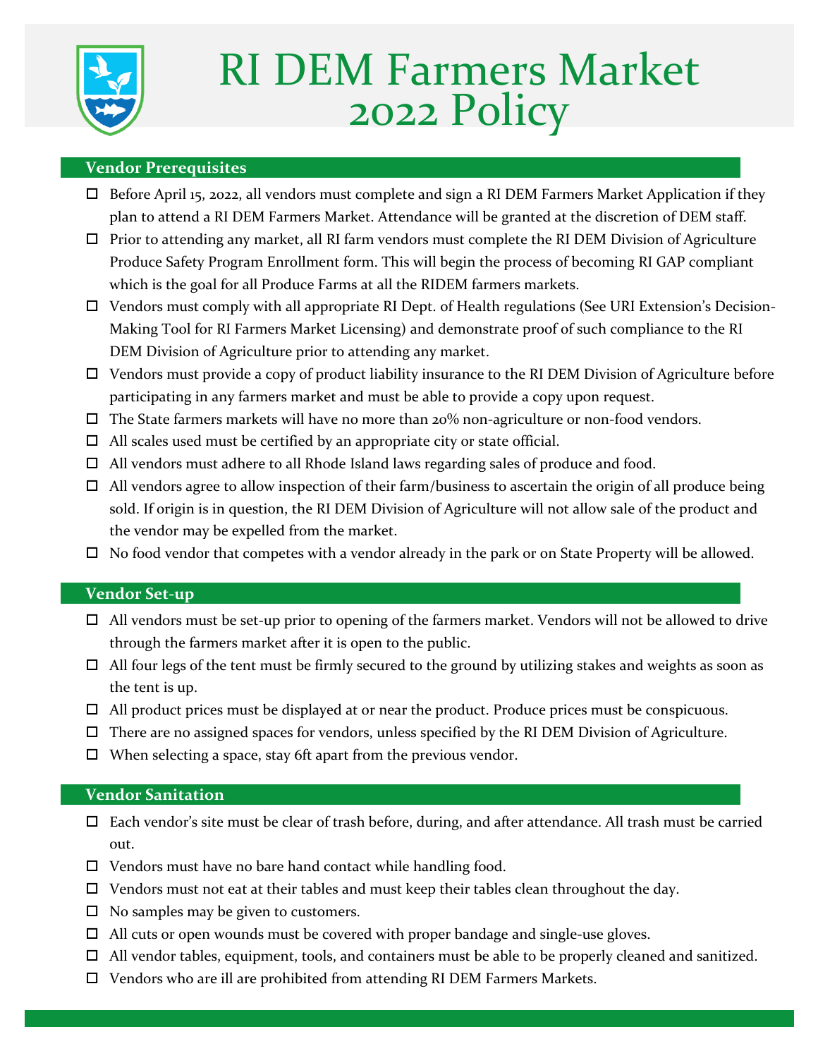# RI DEM Farmers Market 2022 Policy

## Vendor Prerequisites

- ☐ Before April 15, 2022, all vendors must complete and sign a RI DEM Farmers Market Application if they plan to attend a RI DEM Farmers Market. Attendance will be granted at the discretion of DEM staff.
- ☐ Prior to attending any market, all RI farm vendors must complete the RI DEM Division of Agriculture Produce Safety Program Enrollment form. This will begin the process of becoming RI GAP compliant which is the goal for all Produce Farms at all the RIDEM farmers markets.
- ☐ Vendors must comply with all appropriate RI Dept. of Health regulations (See URI Extension's Decision-Making Tool for RI Farmers Market Licensing) and demonstrate proof of such compliance to the RI DEM Division of Agriculture prior to attending any market.
- ☐ Vendors must provide a copy of product liability insurance to the RI DEM Division of Agriculture before participating in any farmers market and must be able to provide a copy upon request.
- ☐ The State farmers markets will have no more than 20% non-agriculture or non-food vendors.
- ☐ All scales used must be certified by an appropriate city or state official.
- ☐ All vendors must adhere to all Rhode Island laws regarding sales of produce and food.
- ☐ All vendors agree to allow inspection of their farm/business to ascertain the origin of all produce being sold. If origin is in question, the RI DEM Division of Agriculture will not allow sale of the product and the vendor may be expelled from the market.
- ☐ No food vendor that competes with a vendor already in the park or on State Property will be allowed.

## Vendor Set-up

- ☐ All vendors must be set-up prior to opening of the farmers market. Vendors will not be allowed to drive through the farmers market after it is open to the public.
- ☐ All four legs of the tent must be firmly secured to the ground by utilizing stakes and weights as soon as the tent is up.
- ☐ All product prices must be displayed at or near the product. Produce prices must be conspicuous.
- ☐ There are no assigned spaces for vendors, unless specified by the RI DEM Division of Agriculture.
- ☐ When selecting a space, stay 6ft apart from the previous vendor.

## Vendor Sanitation

- ☐ Each vendor's site must be clear of trash before, during, and after attendance. All trash must be carried out.
- ☐ Vendors must have no bare hand contact while handling food.
- ☐ Vendors must not eat at their tables and must keep their tables clean throughout the day.
- ☐ No samples may be given to customers.
- ☐ All cuts or open wounds must be covered with proper bandage and single-use gloves.
- ☐ All vendor tables, equipment, tools, and containers must be able to be properly cleaned and sanitized.
- ☐ Vendors who are ill are prohibited from attending RI DEM Farmers Markets.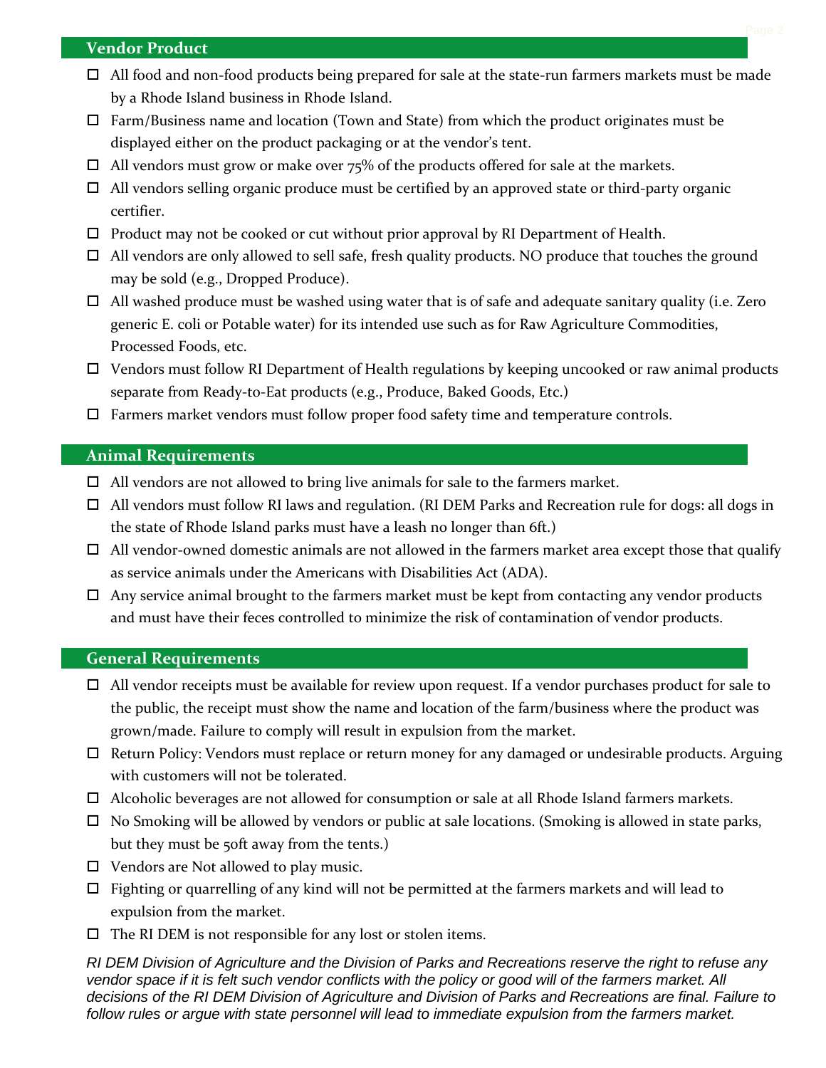## Vendor Product

- ☐ All food and non-food products being prepared for sale at the state-run farmers markets must be made by a Rhode Island business in Rhode Island.
- ☐ Farm/Business name and location (Town and State) from which the product originates must be displayed either on the product packaging or at the vendor's tent.
- ☐ All vendors must grow or make over 75% of the products offered for sale at the markets.
- ☐ All vendors selling organic produce must be certified by an approved state or third-party organic certifier.
- ☐ Product may not be cooked or cut without prior approval by RI Department of Health.
- ☐ All vendors are only allowed to sell safe, fresh quality products. NO produce that touches the ground may be sold (e.g., Dropped Produce).
- ☐ All washed produce must be washed using water that is of safe and adequate sanitary quality (i.e. Zero generic E. coli or Potable water) for its intended use such as for Raw Agriculture Commodities, Processed Foods, etc.
- ☐ Vendors must follow RI Department of Health regulations by keeping uncooked or raw animal products separate from Ready-to-Eat products (e.g., Produce, Baked Goods, Etc.)
- ☐ Farmers market vendors must follow proper food safety time and temperature controls.

## Animal Requirements

- ☐ All vendors are not allowed to bring live animals for sale to the farmers market.
- ☐ All vendors must follow RI laws and regulation. (RI DEM Parks and Recreation rule for dogs: all dogs in the state of Rhode Island parks must have a leash no longer than 6ft.)
- ☐ All vendor-owned domestic animals are not allowed in the farmers market area except those that qualify as service animals under the Americans with Disabilities Act (ADA).
- ☐ Any service animal brought to the farmers market must be kept from contacting any vendor products and must have their feces controlled to minimize the risk of contamination of vendor products.

## General Requirements

- ☐ All vendor receipts must be available for review upon request. If a vendor purchases product for sale to the public, the receipt must show the name and location of the farm/business where the product was grown/made. Failure to comply will result in expulsion from the market.
- ☐ Return Policy: Vendors must replace or return money for any damaged or undesirable products. Arguing with customers will not be tolerated.
- ☐ Alcoholic beverages are not allowed for consumption or sale at all Rhode Island farmers markets.
- ☐ No Smoking will be allowed by vendors or public at sale locations. (Smoking is allowed in state parks, but they must be 50ft away from the tents.)
- ☐ Vendors are Not allowed to play music.
- ☐ Fighting or quarrelling of any kind will not be permitted at the farmers markets and will lead to expulsion from the market.
- ☐ The RI DEM is not responsible for any lost or stolen items.

*RI DEM Division of Agriculture and the Division of Parks and Recreations reserve the right to refuse any vendor space if it is felt such vendor conflicts with the policy or good will of the farmers market. All decisions of the RI DEM Division of Agriculture and Division of Parks and Recreations are final. Failure to follow rules or argue with state personnel will lead to immediate expulsion from the farmers market.*